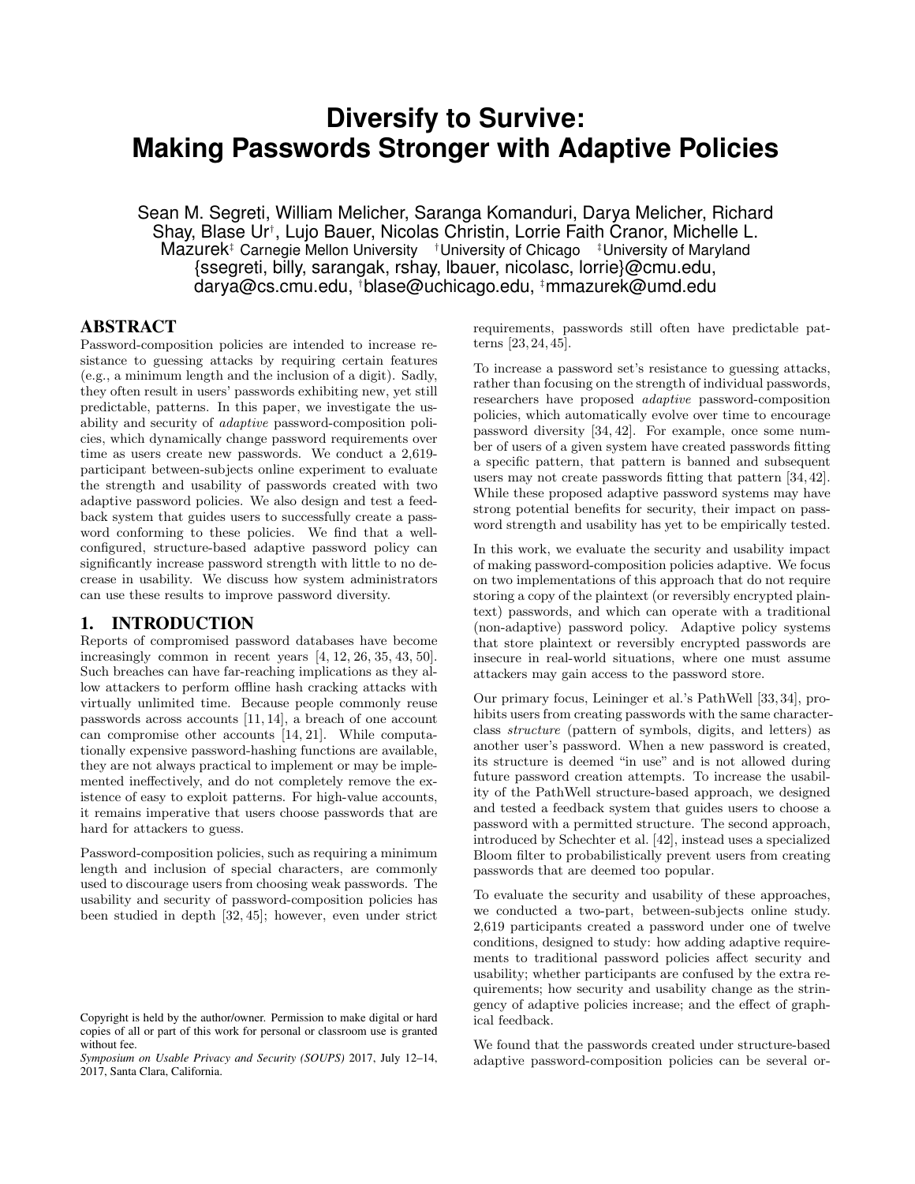# Diversify to Survive: Making Passwords Stronger with Adaptive Policies

Sean M. Segreti, William Melicher, Saranga Komanduri, Darya Melicher, Richard Shay, Blase Ur[†], Lujo Bauer, Nicolas Christin, Lorrie Faith Cranor, Michelle L. Mazurek[‡] Carnegie Mellon University [†]University of Chicago [‡]University of Maryland
{ssegreti, billy, sarangak, rshay, lbauer, nicolasc, lorrie}@cmu.edu, darya@cs.cmu.edu, [†]blase@uchicago.edu, [‡]mmazurek@umd.edu

## ABSTRACT

Password-composition policies are intended to increase resistance to guessing attacks by requiring certain features (e.g., a minimum length and the inclusion of a digit). Sadly, they often result in users' passwords exhibiting new, yet still predictable, patterns. In this paper, we investigate the usability and security of *adaptive* password-composition policies, which dynamically change password requirements over time as users create new passwords. We conduct a 2,619-participant between-subjects online experiment to evaluate the strength and usability of passwords created with two adaptive password policies. We also design and test a feedback system that guides users to successfully create a password conforming to these policies. We find that a well-configured, structure-based adaptive password policy can significantly increase password strength with little to no decrease in usability. We discuss how system administrators can use these results to improve password diversity.

## 1. INTRODUCTION

Reports of compromised password databases have become increasingly common in recent years [4, 12, 26, 35, 43, 50]. Such breaches can have far-reaching implications as they allow attackers to perform offline hash cracking attacks with virtually unlimited time. Because people commonly reuse passwords across accounts [11, 14], a breach of one account can compromise other accounts [14, 21]. While computationally expensive password-hashing functions are available, they are not always practical to implement or may be implemented ineffectively, and do not completely remove the existence of easy to exploit patterns. For high-value accounts, it remains imperative that users choose passwords that are hard for attackers to guess.

Password-composition policies, such as requiring a minimum length and inclusion of special characters, are commonly used to discourage users from choosing weak passwords. The usability and security of password-composition policies has been studied in depth [32, 45]; however, even under strict requirements, passwords still often have predictable patterns [23, 24, 45].

To increase a password set's resistance to guessing attacks, rather than focusing on the strength of individual passwords, researchers have proposed *adaptive* password-composition policies, which automatically evolve over time to encourage password diversity [34, 42]. For example, once some number of users of a given system have created passwords fitting a specific pattern, that pattern is banned and subsequent users may not create passwords fitting that pattern [34, 42]. While these proposed adaptive password systems may have strong potential benefits for security, their impact on password strength and usability has yet to be empirically tested.

In this work, we evaluate the security and usability impact of making password-composition policies adaptive. We focus on two implementations of this approach that do not require storing a copy of the plaintext (or reversibly encrypted plaintext) passwords, and which can operate with a traditional (non-adaptive) password policy. Adaptive policy systems that store plaintext or reversibly encrypted passwords are insecure in real-world situations, where one must assume attackers may gain access to the password store.

Our primary focus, Leininger et al.'s PathWell [33, 34], prohibits users from creating passwords with the same character-class *structure* (pattern of symbols, digits, and letters) as another user's password. When a new password is created, its structure is deemed "in use" and is not allowed during future password creation attempts. To increase the usability of the PathWell structure-based approach, we designed and tested a feedback system that guides users to choose a password with a permitted structure. The second approach, introduced by Schechter et al. [42], instead uses a specialized Bloom filter to probabilistically prevent users from creating passwords that are deemed too popular.

To evaluate the security and usability of these approaches, we conducted a two-part, between-subjects online study. 2,619 participants created a password under one of twelve conditions, designed to study: how adding adaptive requirements to traditional password policies affect security and usability; whether participants are confused by the extra requirements; how security and usability change as the stringency of adaptive policies increase; and the effect of graphical feedback.

We found that the passwords created under structure-based adaptive password-composition policies can be several or-

Copyright is held by the author/owner. Permission to make digital or hard copies of all or part of this work for personal or classroom use is granted without fee.
*Symposium on Usable Privacy and Security (SOUPS)* 2017, July 12–14, 2017, Santa Clara, California.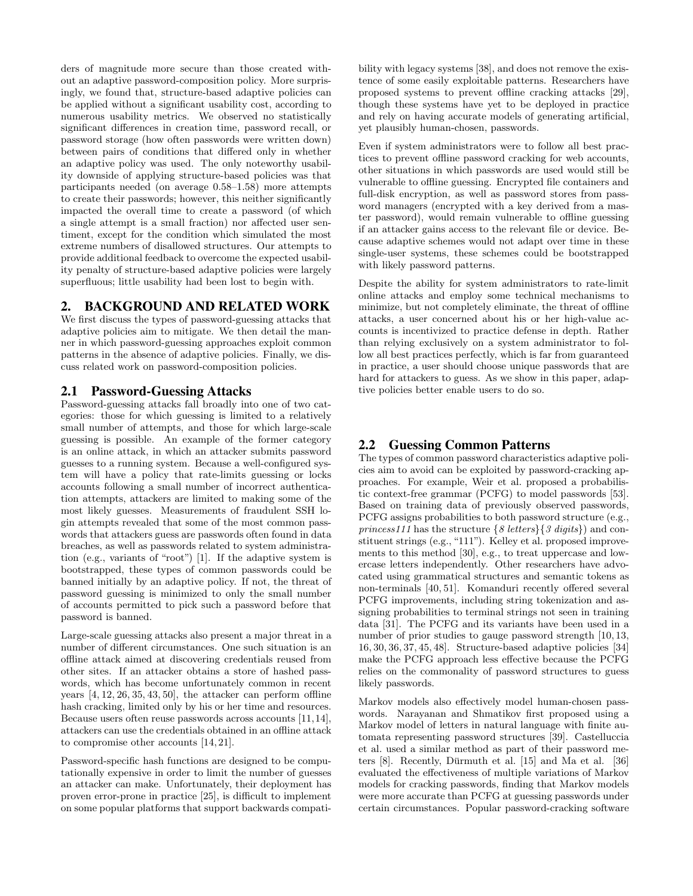ders of magnitude more secure than those created without an adaptive password-composition policy. More surprisingly, we found that, structure-based adaptive policies can be applied without a significant usability cost, according to numerous usability metrics. We observed no statistically significant differences in creation time, password recall, or password storage (how often passwords were written down) between pairs of conditions that differed only in whether an adaptive policy was used. The only noteworthy usability downside of applying structure-based policies was that participants needed (on average 0.58–1.58) more attempts to create their passwords; however, this neither significantly impacted the overall time to create a password (of which a single attempt is a small fraction) nor affected user sentiment, except for the condition which simulated the most extreme numbers of disallowed structures. Our attempts to provide additional feedback to overcome the expected usability penalty of structure-based adaptive policies were largely superfluous; little usability had been lost to begin with.

## 2. BACKGROUND AND RELATED WORK

We first discuss the types of password-guessing attacks that adaptive policies aim to mitigate. We then detail the manner in which password-guessing approaches exploit common patterns in the absence of adaptive policies. Finally, we discuss related work on password-composition policies.

### 2.1 Password-Guessing Attacks

Password-guessing attacks fall broadly into one of two categories: those for which guessing is limited to a relatively small number of attempts, and those for which large-scale guessing is possible. An example of the former category is an online attack, in which an attacker submits password guesses to a running system. Because a well-configured system will have a policy that rate-limits guessing or locks accounts following a small number of incorrect authentication attempts, attackers are limited to making some of the most likely guesses. Measurements of fraudulent SSH login attempts revealed that some of the most common passwords that attackers guess are passwords often found in data breaches, as well as passwords related to system administration (e.g., variants of "root") [1]. If the adaptive system is bootstrapped, these types of common passwords could be banned initially by an adaptive policy. If not, the threat of password guessing is minimized to only the small number of accounts permitted to pick such a password before that password is banned.

Large-scale guessing attacks also present a major threat in a number of different circumstances. One such situation is an offline attack aimed at discovering credentials reused from other sites. If an attacker obtains a store of hashed passwords, which has become unfortunately common in recent years [4, 12, 26, 35, 43, 50], the attacker can perform offline hash cracking, limited only by his or her time and resources. Because users often reuse passwords across accounts [11,14], attackers can use the credentials obtained in an offline attack to compromise other accounts [14, 21].

Password-specific hash functions are designed to be computationally expensive in order to limit the number of guesses an attacker can make. Unfortunately, their deployment has proven error-prone in practice [25], is difficult to implement on some popular platforms that support backwards compatibility with legacy systems [38], and does not remove the existence of some easily exploitable patterns. Researchers have proposed systems to prevent offline cracking attacks [29], though these systems have yet to be deployed in practice and rely on having accurate models of generating artificial, yet plausibly human-chosen, passwords.

Even if system administrators were to follow all best practices to prevent offline password cracking for web accounts, other situations in which passwords are used would still be vulnerable to offline guessing. Encrypted file containers and full-disk encryption, as well as password stores from password managers (encrypted with a key derived from a master password), would remain vulnerable to offline guessing if an attacker gains access to the relevant file or device. Because adaptive schemes would not adapt over time in these single-user systems, these schemes could be bootstrapped with likely password patterns.

Despite the ability for system administrators to rate-limit online attacks and employ some technical mechanisms to minimize, but not completely eliminate, the threat of offline attacks, a user concerned about his or her high-value accounts is incentivized to practice defense in depth. Rather than relying exclusively on a system administrator to follow all best practices perfectly, which is far from guaranteed in practice, a user should choose unique passwords that are hard for attackers to guess. As we show in this paper, adaptive policies better enable users to do so.

### 2.2 Guessing Common Patterns

The types of common password characteristics adaptive policies aim to avoid can be exploited by password-cracking approaches. For example, Weir et al. proposed a probabilistic context-free grammar (PCFG) to model passwords [53]. Based on training data of previously observed passwords, PCFG assigns probabilities to both password structure (e.g., *princess111* has the structure {*8 letters*}{*3 digits*}) and constituent strings (e.g., "111"). Kelley et al. proposed improvements to this method [30], e.g., to treat uppercase and lowercase letters independently. Other researchers have advocated using grammatical structures and semantic tokens as non-terminals [40, 51]. Komanduri recently offered several PCFG improvements, including string tokenization and assigning probabilities to terminal strings not seen in training data [31]. The PCFG and its variants have been used in a number of prior studies to gauge password strength [10, 13, 16, 30, 36, 37, 45, 48]. Structure-based adaptive policies [34] make the PCFG approach less effective because the PCFG relies on the commonality of password structures to guess likely passwords.

Markov models also effectively model human-chosen passwords. Narayanan and Shmatikov first proposed using a Markov model of letters in natural language with finite automata representing password structures [39]. Castelluccia et al. used a similar method as part of their password meters [8]. Recently, Dürmuth et al. [15] and Ma et al. [36] evaluated the effectiveness of multiple variations of Markov models for cracking passwords, finding that Markov models were more accurate than PCFG at guessing passwords under certain circumstances. Popular password-cracking software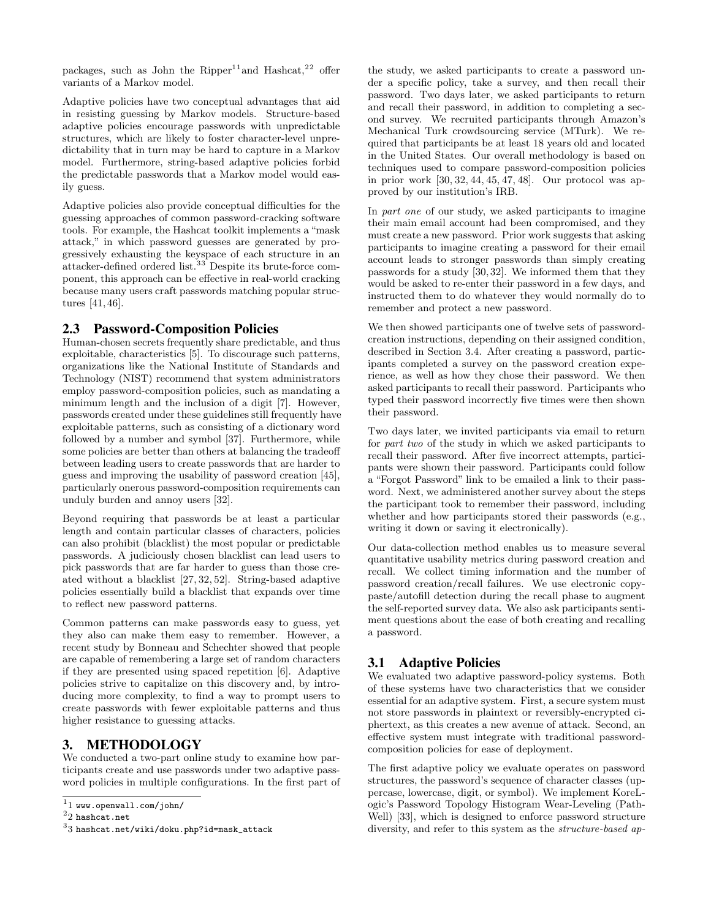packages, such as John the Ripper[1] and Hashcat,[2] offer variants of a Markov model.

Adaptive policies have two conceptual advantages that aid in resisting guessing by Markov models. Structure-based adaptive policies encourage passwords with unpredictable structures, which are likely to foster character-level unpredictability that in turn may be hard to capture in a Markov model. Furthermore, string-based adaptive policies forbid the predictable passwords that a Markov model would easily guess.

Adaptive policies also provide conceptual difficulties for the guessing approaches of common password-cracking software tools. For example, the Hashcat toolkit implements a "mask attack," in which password guesses are generated by progressively exhausting the keyspace of each structure in an attacker-defined ordered list.[3] Despite its brute-force component, this approach can be effective in real-world cracking because many users craft passwords matching popular structures [41, 46].

## 2.3 Password-Composition Policies

Human-chosen secrets frequently share predictable, and thus exploitable, characteristics [5]. To discourage such patterns, organizations like the National Institute of Standards and Technology (NIST) recommend that system administrators employ password-composition policies, such as mandating a minimum length and the inclusion of a digit [7]. However, passwords created under these guidelines still frequently have exploitable patterns, such as consisting of a dictionary word followed by a number and symbol [37]. Furthermore, while some policies are better than others at balancing the tradeoff between leading users to create passwords that are harder to guess and improving the usability of password creation [45], particularly onerous password-composition requirements can unduly burden and annoy users [32].

Beyond requiring that passwords be at least a particular length and contain particular classes of characters, policies can also prohibit (blacklist) the most popular or predictable passwords. A judiciously chosen blacklist can lead users to pick passwords that are far harder to guess than those created without a blacklist [27, 32, 52]. String-based adaptive policies essentially build a blacklist that expands over time to reflect new password patterns.

Common patterns can make passwords easy to guess, yet they also can make them easy to remember. However, a recent study by Bonneau and Schechter showed that people are capable of remembering a large set of random characters if they are presented using spaced repetition [6]. Adaptive policies strive to capitalize on this discovery and, by introducing more complexity, to find a way to prompt users to create passwords with fewer exploitable patterns and thus higher resistance to guessing attacks.

# 3. METHODOLOGY

We conducted a two-part online study to examine how participants create and use passwords under two adaptive password policies in multiple configurations. In the first part of the study, we asked participants to create a password under a specific policy, take a survey, and then recall their password. Two days later, we asked participants to return and recall their password, in addition to completing a second survey. We recruited participants through Amazon's Mechanical Turk crowdsourcing service (MTurk). We required that participants be at least 18 years old and located in the United States. Our overall methodology is based on techniques used to compare password-composition policies in prior work [30, 32, 44, 45, 47, 48]. Our protocol was approved by our institution's IRB.

In *part one* of our study, we asked participants to imagine their main email account had been compromised, and they must create a new password. Prior work suggests that asking participants to imagine creating a password for their email account leads to stronger passwords than simply creating passwords for a study [30, 32]. We informed them that they would be asked to re-enter their password in a few days, and instructed them to do whatever they would normally do to remember and protect a new password.

We then showed participants one of twelve sets of password-creation instructions, depending on their assigned condition, described in Section 3.4. After creating a password, participants completed a survey on the password creation experience, as well as how they chose their password. We then asked participants to recall their password. Participants who typed their password incorrectly five times were then shown their password.

Two days later, we invited participants via email to return for *part two* of the study in which we asked participants to recall their password. After five incorrect attempts, participants were shown their password. Participants could follow a "Forgot Password" link to be emailed a link to their password. Next, we administered another survey about the steps the participant took to remember their password, including whether and how participants stored their passwords (e.g., writing it down or saving it electronically).

Our data-collection method enables us to measure several quantitative usability metrics during password creation and recall. We collect timing information and the number of password creation/recall failures. We use electronic copy-paste/autofill detection during the recall phase to augment the self-reported survey data. We also ask participants sentiment questions about the ease of both creating and recalling a password.

## 3.1 Adaptive Policies

We evaluated two adaptive password-policy systems. Both of these systems have two characteristics that we consider essential for an adaptive system. First, a secure system must not store passwords in plaintext or reversibly-encrypted ciphertext, as this creates a new avenue of attack. Second, an effective system must integrate with traditional password-composition policies for ease of deployment.

The first adaptive policy we evaluate operates on password structures, the password's sequence of character classes (uppercase, lowercase, digit, or symbol). We implement KoreLogic's Password Topology Histogram Wear-Leveling (PathWell) [33], which is designed to enforce password structure diversity, and refer to this system as the *structure-based ap-*

[1] www.openwall.com/john/

[2] hashcat.net

[3] hashcat.net/wiki/doku.php?id=mask_attack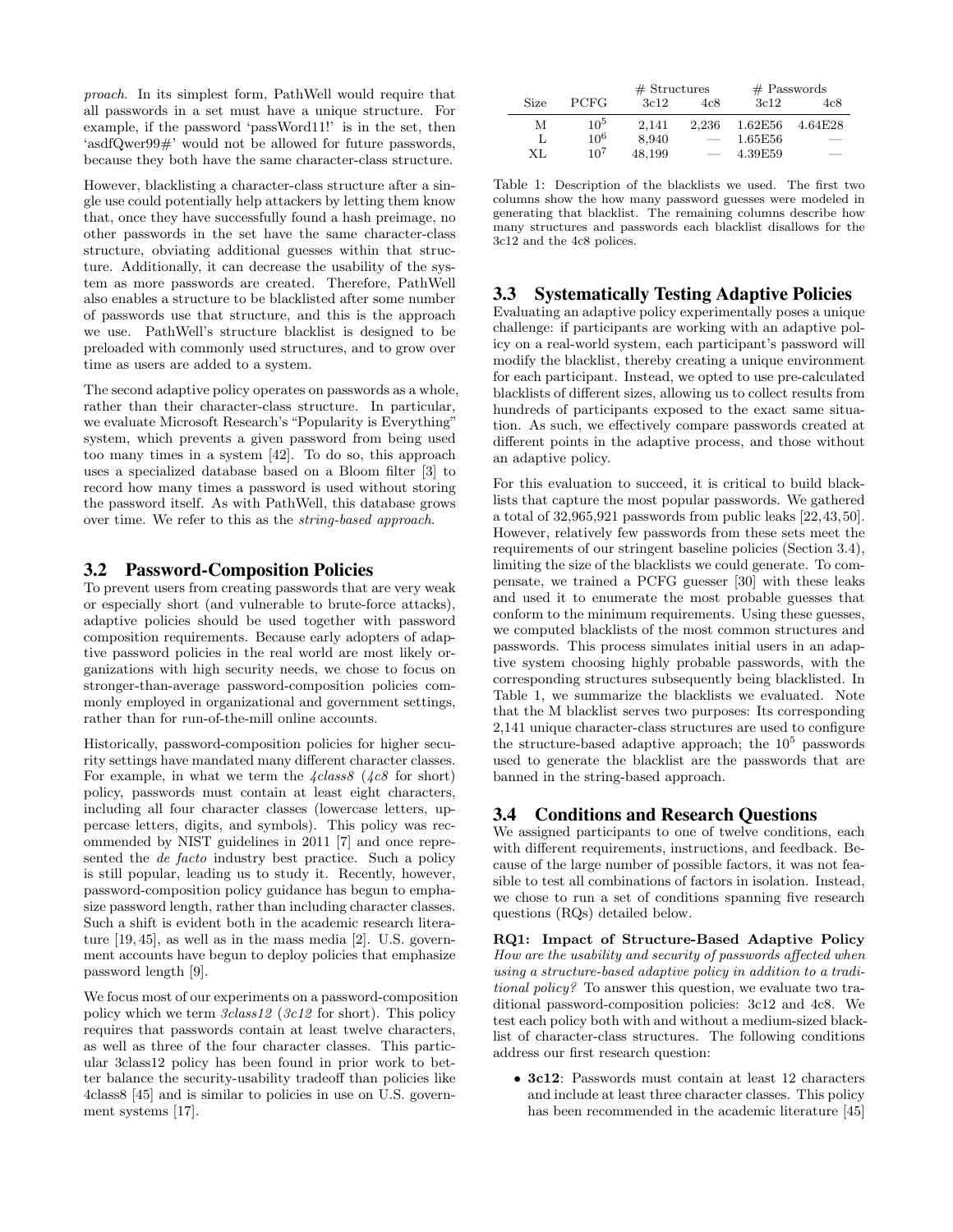*proach*. In its simplest form, PathWell would require that all passwords in a set must have a unique structure. For example, if the password 'passWord11!' is in the set, then 'asdfQwer99#' would not be allowed for future passwords, because they both have the same character-class structure.

However, blacklisting a character-class structure after a single use could potentially help attackers by letting them know that, once they have successfully found a hash preimage, no other passwords in the set have the same character-class structure, obviating additional guesses within that structure. Additionally, it can decrease the usability of the system as more passwords are created. Therefore, PathWell also enables a structure to be blacklisted after some number of passwords use that structure, and this is the approach we use. PathWell's structure blacklist is designed to be preloaded with commonly used structures, and to grow over time as users are added to a system.

The second adaptive policy operates on passwords as a whole, rather than their character-class structure. In particular, we evaluate Microsoft Research's "Popularity is Everything" system, which prevents a given password from being used too many times in a system [42]. To do so, this approach uses a specialized database based on a Bloom filter [3] to record how many times a password is used without storing the password itself. As with PathWell, this database grows over time. We refer to this as the *string-based approach*.

### 3.2 Password-Composition Policies

To prevent users from creating passwords that are very weak or especially short (and vulnerable to brute-force attacks), adaptive policies should be used together with password composition requirements. Because early adopters of adaptive password policies in the real world are most likely organizations with high security needs, we chose to focus on stronger-than-average password-composition policies commonly employed in organizational and government settings, rather than for run-of-the-mill online accounts.

Historically, password-composition policies for higher security settings have mandated many different character classes. For example, in what we term the *4class8* (*4c8* for short) policy, passwords must contain at least eight characters, including all four character classes (lowercase letters, uppercase letters, digits, and symbols). This policy was recommended by NIST guidelines in 2011 [7] and once represented the *de facto* industry best practice. Such a policy is still popular, leading us to study it. Recently, however, password-composition policy guidance has begun to emphasize password length, rather than including character classes. Such a shift is evident both in the academic research literature [19, 45], as well as in the mass media [2]. U.S. government accounts have begun to deploy policies that emphasize password length [9].

We focus most of our experiments on a password-composition policy which we term *3class12* (*3c12* for short). This policy requires that passwords contain at least twelve characters, as well as three of the four character classes. This particular 3class12 policy has been found in prior work to better balance the security-usability tradeoff than policies like 4class8 [45] and is similar to policies in use on U.S. government systems [17].

| | | # Structures | | # Passwords | |
|---|---|---|---|---|---|
| Size | PCFG | 3c12 | 4c8 | 3c12 | 4c8 |
| M | $10^5$ | 2,141 | 2,236 | 1.62E56 | 4.64E28 |
| L | $10^6$ | 8,940 | — | 1.65E56 | — |
| XL | $10^7$ | 48,199 | — | 4.39E59 | — |

Table 1: Description of the blacklists we used. The first two columns show the how many password guesses were modeled in generating that blacklist. The remaining columns describe how many structures and passwords each blacklist disallows for the 3c12 and the 4c8 polices.

### 3.3 Systematically Testing Adaptive Policies

Evaluating an adaptive policy experimentally poses a unique challenge: if participants are working with an adaptive policy on a real-world system, each participant's password will modify the blacklist, thereby creating a unique environment for each participant. Instead, we opted to use pre-calculated blacklists of different sizes, allowing us to collect results from hundreds of participants exposed to the exact same situation. As such, we effectively compare passwords created at different points in the adaptive process, and those without an adaptive policy.

For this evaluation to succeed, it is critical to build blacklists that capture the most popular passwords. We gathered a total of 32,965,921 passwords from public leaks [22, 43, 50]. However, relatively few passwords from these sets meet the requirements of our stringent baseline policies (Section 3.4), limiting the size of the blacklists we could generate. To compensate, we trained a PCFG guesser [30] with these leaks and used it to enumerate the most probable guesses that conform to the minimum requirements. Using these guesses, we computed blacklists of the most common structures and passwords. This process simulates initial users in an adaptive system choosing highly probable passwords, with the corresponding structures subsequently being blacklisted. In Table 1, we summarize the blacklists we evaluated. Note that the M blacklist serves two purposes: Its corresponding 2,141 unique character-class structures are used to configure the structure-based adaptive approach; the $10^5$ passwords used to generate the blacklist are the passwords that are banned in the string-based approach.

### 3.4 Conditions and Research Questions

We assigned participants to one of twelve conditions, each with different requirements, instructions, and feedback. Because of the large number of possible factors, it was not feasible to test all combinations of factors in isolation. Instead, we chose to run a set of conditions spanning five research questions (RQs) detailed below.

**RQ1: Impact of Structure-Based Adaptive Policy** *How are the usability and security of passwords affected when using a structure-based adaptive policy in addition to a traditional policy?* To answer this question, we evaluate two traditional password-composition policies: 3c12 and 4c8. We test each policy both with and without a medium-sized blacklist of character-class structures. The following conditions address our first research question:

- **3c12**: Passwords must contain at least 12 characters and include at least three character classes. This policy has been recommended in the academic literature [45]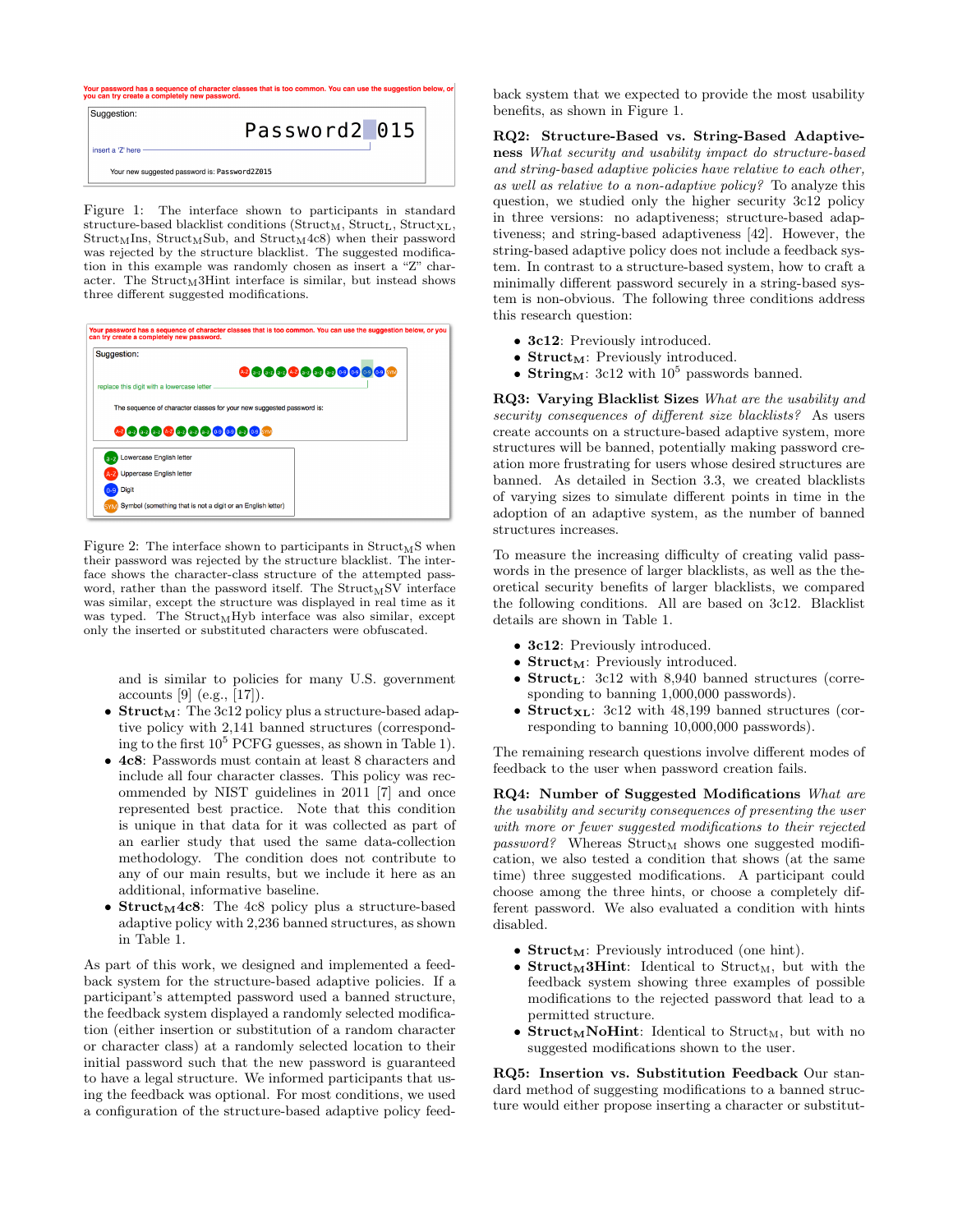Your password has a sequence of character classes that is too common. You can use the suggestion below, or you can try create a completely new password.

Suggestion:

Password2 015

insert a 'Z' here

Your new suggested password is: Password2Z015

Figure 1: The interface shown to participants in standard structure-based blacklist conditions (Struct$_{M}$, Struct$_{L}$, Struct$_{XL}$, Struct$_{M}$Ins, Struct$_{M}$Sub, and Struct$_{M}$4c8) when their password was rejected by the structure blacklist. The suggested modification in this example was randomly chosen as insert a "Z" character. The Struct$_{M}$3Hint interface is similar, but instead shows three different suggested modifications.

Your password has a sequence of character classes that is too common. You can use the suggestion below, or you can try create a completely new password.

Suggestion:

replace this digit with a lowercase letter

The sequence of character classes for your new suggested password is:

Lowercase English letter

Uppercase English letter

Digit

Symbol (something that is not a digit or an English letter)

Figure 2: The interface shown to participants in Struct$_{M}$S when their password was rejected by the structure blacklist. The interface shows the character-class structure of the attempted password, rather than the password itself. The Struct$_{M}$SV interface was similar, except the structure was displayed in real time as it was typed. The Struct$_{M}$Hyb interface was also similar, except only the inserted or substituted characters were obfuscated.

and is similar to policies for many U.S. government accounts [9] (e.g., [17]).

- **Struct$_{M}$**: The 3c12 policy plus a structure-based adaptive policy with 2,141 banned structures (corresponding to the first $10^5$ PCFG guesses, as shown in Table 1).
- **4c8**: Passwords must contain at least 8 characters and include all four character classes. This policy was recommended by NIST guidelines in 2011 [7] and once represented best practice. Note that this condition is unique in that data for it was collected as part of an earlier study that used the same data-collection methodology. The condition does not contribute to any of our main results, but we include it here as an additional, informative baseline.
- **Struct$_{M}$4c8**: The 4c8 policy plus a structure-based adaptive policy with 2,236 banned structures, as shown in Table 1.

As part of this work, we designed and implemented a feedback system for the structure-based adaptive policies. If a participant's attempted password used a banned structure, the feedback system displayed a randomly selected modification (either insertion or substitution of a random character or character class) at a randomly selected location to their initial password such that the new password is guaranteed to have a legal structure. We informed participants that using the feedback was optional. For most conditions, we used a configuration of the structure-based adaptive policy feedback system that we expected to provide the most usability benefits, as shown in Figure 1.

**RQ2: Structure-Based vs. String-Based Adaptiveness** *What security and usability impact do structure-based and string-based adaptive policies have relative to each other, as well as relative to a non-adaptive policy?* To analyze this question, we studied only the higher security 3c12 policy in three versions: no adaptiveness; structure-based adaptiveness; and string-based adaptiveness [42]. However, the string-based adaptive policy does not include a feedback system. In contrast to a structure-based system, how to craft a minimally different password securely in a string-based system is non-obvious. The following three conditions address this research question:

- **3c12**: Previously introduced.
- **Struct$_{M}$**: Previously introduced.
- **String$_{M}$**: 3c12 with $10^5$ passwords banned.

**RQ3: Varying Blacklist Sizes** *What are the usability and security consequences of different size blacklists?* As users create accounts on a structure-based adaptive system, more structures will be banned, potentially making password creation more frustrating for users whose desired structures are banned. As detailed in Section 3.3, we created blacklists of varying sizes to simulate different points in time in the adoption of an adaptive system, as the number of banned structures increases.

To measure the increasing difficulty of creating valid passwords in the presence of larger blacklists, as well as the theoretical security benefits of larger blacklists, we compared the following conditions. All are based on 3c12. Blacklist details are shown in Table 1.

- **3c12**: Previously introduced.
- **Struct$_{M}$**: Previously introduced.
- **Struct$_{L}$**: 3c12 with 8,940 banned structures (corresponding to banning 1,000,000 passwords).
- **Struct$_{XL}$**: 3c12 with 48,199 banned structures (corresponding to banning 10,000,000 passwords).

The remaining research questions involve different modes of feedback to the user when password creation fails.

**RQ4: Number of Suggested Modifications** *What are the usability and security consequences of presenting the user with more or fewer suggested modifications to their rejected password?* Whereas Struct$_{M}$ shows one suggested modification, we also tested a condition that shows (at the same time) three suggested modifications. A participant could choose among the three hints, or choose a completely different password. We also evaluated a condition with hints disabled.

- **Struct$_{M}$**: Previously introduced (one hint).
- **Struct$_{M}$3Hint**: Identical to Struct$_{M}$, but with the feedback system showing three examples of possible modifications to the rejected password that lead to a permitted structure.
- **Struct$_{M}$NoHint**: Identical to Struct$_{M}$, but with no suggested modifications shown to the user.

**RQ5: Insertion vs. Substitution Feedback** Our standard method of suggesting modifications to a banned structure would either propose inserting a character or substitut-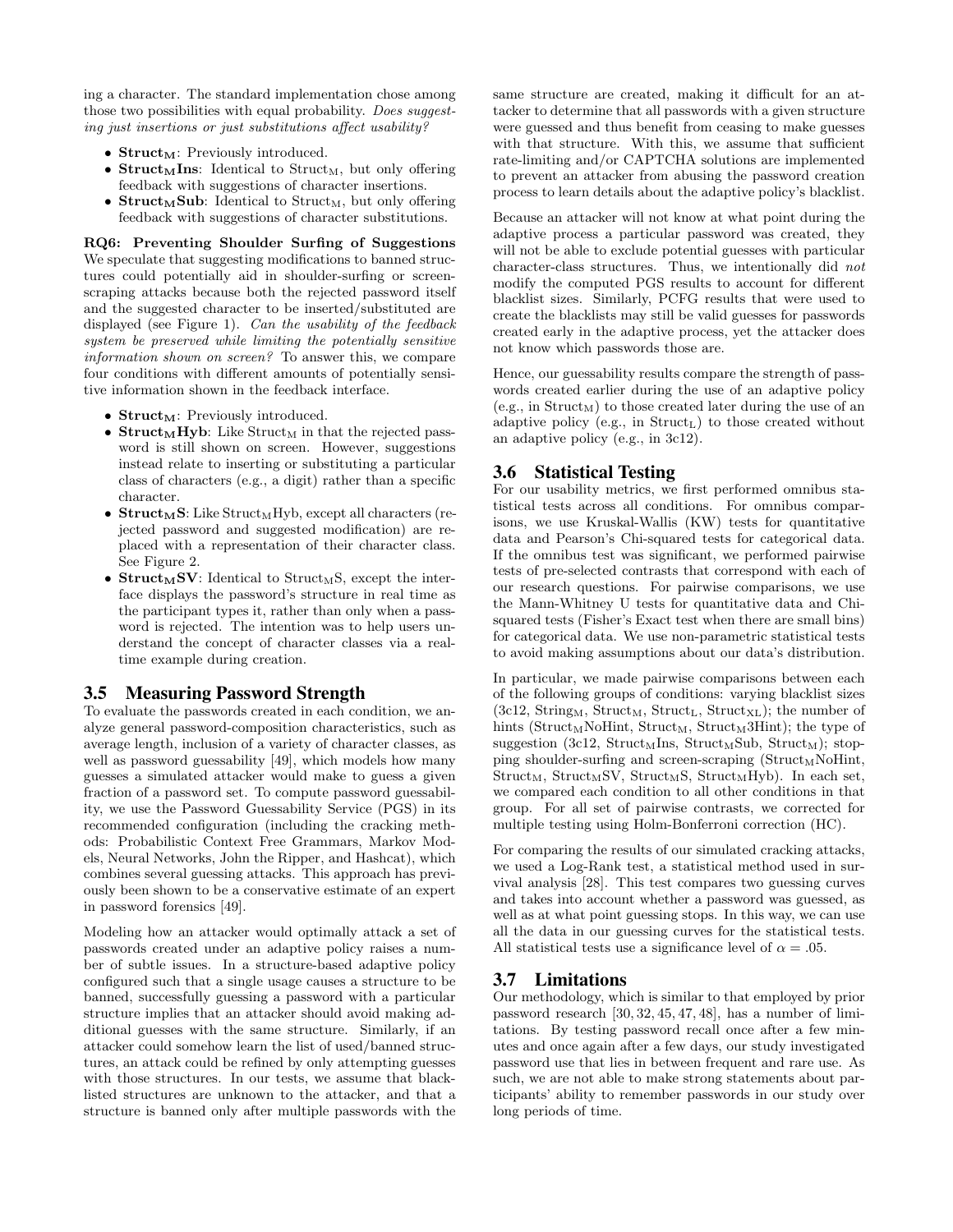ing a character. The standard implementation chose among those two possibilities with equal probability. *Does suggesting just insertions or just substitutions affect usability?*

- **Struct$_M$**: Previously introduced.
- **Struct$_M$Ins**: Identical to Struct$_M$, but only offering feedback with suggestions of character insertions.
- **Struct$_M$Sub**: Identical to Struct$_M$, but only offering feedback with suggestions of character substitutions.

**RQ6: Preventing Shoulder Surfing of Suggestions** We speculate that suggesting modifications to banned structures could potentially aid in shoulder-surfing or screen-scraping attacks because both the rejected password itself and the suggested character to be inserted/substituted are displayed (see Figure 1). *Can the usability of the feedback system be preserved while limiting the potentially sensitive information shown on screen?* To answer this, we compare four conditions with different amounts of potentially sensitive information shown in the feedback interface.

- **Struct$_M$**: Previously introduced.
- **Struct$_M$Hyb**: Like Struct$_M$ in that the rejected password is still shown on screen. However, suggestions instead relate to inserting or substituting a particular class of characters (e.g., a digit) rather than a specific character.
- **Struct$_M$S**: Like Struct$_M$Hyb, except all characters (rejected password and suggested modification) are replaced with a representation of their character class. See Figure 2.
- **Struct$_M$SV**: Identical to Struct$_M$S, except the interface displays the password's structure in real time as the participant types it, rather than only when a password is rejected. The intention was to help users understand the concept of character classes via a real-time example during creation.

## 3.5 Measuring Password Strength

To evaluate the passwords created in each condition, we analyze general password-composition characteristics, such as average length, inclusion of a variety of character classes, as well as password guessability [49], which models how many guesses a simulated attacker would make to guess a given fraction of a password set. To compute password guessability, we use the Password Guessability Service (PGS) in its recommended configuration (including the cracking methods: Probabilistic Context Free Grammars, Markov Models, Neural Networks, John the Ripper, and Hashcat), which combines several guessing attacks. This approach has previously been shown to be a conservative estimate of an expert in password forensics [49].

Modeling how an attacker would optimally attack a set of passwords created under an adaptive policy raises a number of subtle issues. In a structure-based adaptive policy configured such that a single usage causes a structure to be banned, successfully guessing a password with a particular structure implies that an attacker should avoid making additional guesses with the same structure. Similarly, if an attacker could somehow learn the list of used/banned structures, an attack could be refined by only attempting guesses with those structures. In our tests, we assume that blacklisted structures are unknown to the attacker, and that a structure is banned only after multiple passwords with the same structure are created, making it difficult for an attacker to determine that all passwords with a given structure were guessed and thus benefit from ceasing to make guesses with that structure. With this, we assume that sufficient rate-limiting and/or CAPTCHA solutions are implemented to prevent an attacker from abusing the password creation process to learn details about the adaptive policy's blacklist.

Because an attacker will not know at what point during the adaptive process a particular password was created, they will not be able to exclude potential guesses with particular character-class structures. Thus, we intentionally did *not* modify the computed PGS results to account for different blacklist sizes. Similarly, PCFG results that were used to create the blacklists may still be valid guesses for passwords created early in the adaptive process, yet the attacker does not know which passwords those are.

Hence, our guessability results compare the strength of passwords created earlier during the use of an adaptive policy (e.g., in Struct$_M$) to those created later during the use of an adaptive policy (e.g., in Struct$_L$) to those created without an adaptive policy (e.g., in 3c12).

## 3.6 Statistical Testing

For our usability metrics, we first performed omnibus statistical tests across all conditions. For omnibus comparisons, we use Kruskal-Wallis (KW) tests for quantitative data and Pearson's Chi-squared tests for categorical data. If the omnibus test was significant, we performed pairwise tests of pre-selected contrasts that correspond with each of our research questions. For pairwise comparisons, we use the Mann-Whitney U tests for quantitative data and Chi-squared tests (Fisher's Exact test when there are small bins) for categorical data. We use non-parametric statistical tests to avoid making assumptions about our data's distribution.

In particular, we made pairwise comparisons between each of the following groups of conditions: varying blacklist sizes (3c12, String$_M$, Struct$_M$, Struct$_L$, Struct$_{XL}$); the number of hints (Struct$_M$NoHint, Struct$_M$, Struct$_M$3Hint); the type of suggestion (3c12, Struct$_M$Ins, Struct$_M$Sub, Struct$_M$); stopping shoulder-surfing and screen-scraping (Struct$_M$NoHint, Struct$_M$, Struct$_M$SV, Struct$_M$S, Struct$_M$Hyb). In each set, we compared each condition to all other conditions in that group. For all set of pairwise contrasts, we corrected for multiple testing using Holm-Bonferroni correction (HC).

For comparing the results of our simulated cracking attacks, we used a Log-Rank test, a statistical method used in survival analysis [28]. This test compares two guessing curves and takes into account whether a password was guessed, as well as at what point guessing stops. In this way, we can use all the data in our guessing curves for the statistical tests. All statistical tests use a significance level of $\alpha = .05$.

## 3.7 Limitations

Our methodology, which is similar to that employed by prior password research [30, 32, 45, 47, 48], has a number of limitations. By testing password recall once after a few minutes and once again after a few days, our study investigated password use that lies in between frequent and rare use. As such, we are not able to make strong statements about participants' ability to remember passwords in our study over long periods of time.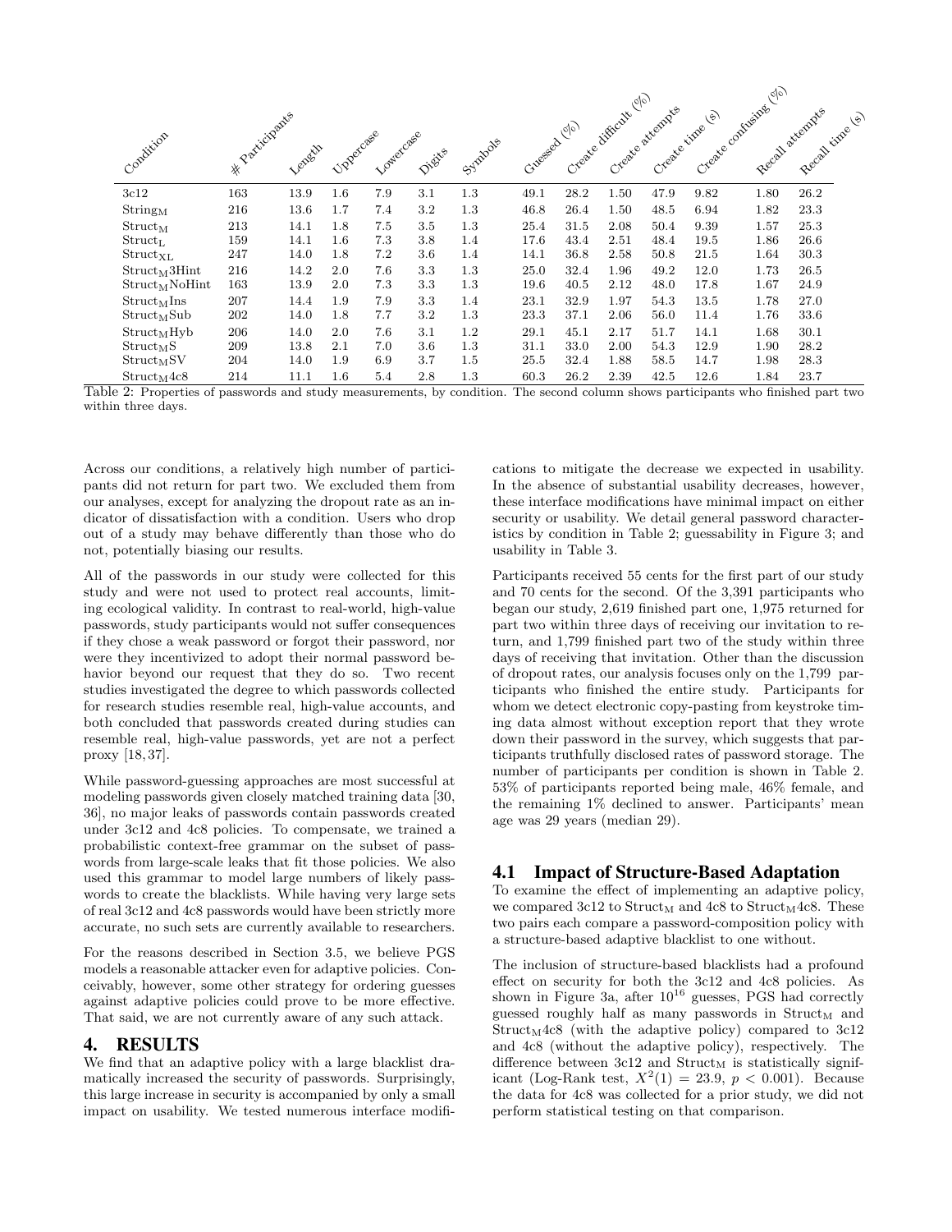| Condition | # Participants | Length | Uppercase | Lowercase | Digits | Symbols | Guessed (%) | Create difficult (%) | Create attempts | Create time (s) | Create confusing (%) | Recall attempts | Recall time (s) |
|---|---|---|---|---|---|---|---|---|---|---|---|---|---|
| 3c12 | 163 | 13.9 | 1.6 | 7.9 | 3.1 | 1.3 | 49.1 | 28.2 | 1.50 | 47.9 | 9.82 | 1.80 | 26.2 |
| $\text{String}_\text{M}$ | 216 | 13.6 | 1.7 | 7.4 | 3.2 | 1.3 | 46.8 | 26.4 | 1.50 | 48.5 | 6.94 | 1.82 | 23.3 |
| $\text{Struct}_\text{M}$ | 213 | 14.1 | 1.8 | 7.5 | 3.5 | 1.3 | 25.4 | 31.5 | 2.08 | 50.4 | 9.39 | 1.57 | 25.3 |
| $\text{Struct}_\text{L}$ | 159 | 14.1 | 1.6 | 7.3 | 3.8 | 1.4 | 17.6 | 43.4 | 2.51 | 48.4 | 19.5 | 1.86 | 26.6 |
| $\text{Struct}_\text{XL}$ | 247 | 14.0 | 1.8 | 7.2 | 3.6 | 1.4 | 14.1 | 36.8 | 2.58 | 50.8 | 21.5 | 1.64 | 30.3 |
| $\text{Struct}_\text{M}$3Hint | 216 | 14.2 | 2.0 | 7.6 | 3.3 | 1.3 | 25.0 | 32.4 | 1.96 | 49.2 | 12.0 | 1.73 | 26.5 |
| $\text{Struct}_\text{M}$NoHint | 163 | 13.9 | 2.0 | 7.3 | 3.3 | 1.3 | 19.6 | 40.5 | 2.12 | 48.0 | 17.8 | 1.67 | 24.9 |
| $\text{Struct}_\text{M}$Ins | 207 | 14.4 | 1.9 | 7.9 | 3.3 | 1.4 | 23.1 | 32.9 | 1.97 | 54.3 | 13.5 | 1.78 | 27.0 |
| $\text{Struct}_\text{M}$Sub | 202 | 14.0 | 1.8 | 7.7 | 3.2 | 1.3 | 23.3 | 37.1 | 2.06 | 56.0 | 11.4 | 1.76 | 33.6 |
| $\text{Struct}_\text{M}$Hyb | 206 | 14.0 | 2.0 | 7.6 | 3.1 | 1.2 | 29.1 | 45.1 | 2.17 | 51.7 | 14.1 | 1.68 | 30.1 |
| $\text{Struct}_\text{M}$S | 209 | 13.8 | 2.1 | 7.0 | 3.6 | 1.3 | 31.1 | 33.0 | 2.00 | 54.3 | 12.9 | 1.90 | 28.2 |
| $\text{Struct}_\text{M}$SV | 204 | 14.0 | 1.9 | 6.9 | 3.7 | 1.5 | 25.5 | 32.4 | 1.88 | 58.5 | 14.7 | 1.98 | 28.3 |
| $\text{Struct}_\text{M}$4c8 | 214 | 11.1 | 1.6 | 5.4 | 2.8 | 1.3 | 60.3 | 26.2 | 2.39 | 42.5 | 12.6 | 1.84 | 23.7 |

Table 2: Properties of passwords and study measurements, by condition. The second column shows participants who finished part two within three days.

Across our conditions, a relatively high number of participants did not return for part two. We excluded them from our analyses, except for analyzing the dropout rate as an indicator of dissatisfaction with a condition. Users who drop out of a study may behave differently than those who do not, potentially biasing our results.

All of the passwords in our study were collected for this study and were not used to protect real accounts, limiting ecological validity. In contrast to real-world, high-value passwords, study participants would not suffer consequences if they chose a weak password or forgot their password, nor were they incentivized to adopt their normal password behavior beyond our request that they do so. Two recent studies investigated the degree to which passwords collected for research studies resemble real, high-value accounts, and both concluded that passwords created during studies can resemble real, high-value passwords, yet are not a perfect proxy [18, 37].

While password-guessing approaches are most successful at modeling passwords given closely matched training data [30, 36], no major leaks of passwords contain passwords created under 3c12 and 4c8 policies. To compensate, we trained a probabilistic context-free grammar on the subset of passwords from large-scale leaks that fit those policies. We also used this grammar to model large numbers of likely passwords to create the blacklists. While having very large sets of real 3c12 and 4c8 passwords would have been strictly more accurate, no such sets are currently available to researchers.

For the reasons described in Section 3.5, we believe PGS models a reasonable attacker even for adaptive policies. Conceivably, however, some other strategy for ordering guesses against adaptive policies could prove to be more effective. That said, we are not currently aware of any such attack.

## 4. RESULTS

We find that an adaptive policy with a large blacklist dramatically increased the security of passwords. Surprisingly, this large increase in security is accompanied by only a small impact on usability. We tested numerous interface modifications to mitigate the decrease we expected in usability. In the absence of substantial usability decreases, however, these interface modifications have minimal impact on either security or usability. We detail general password characteristics by condition in Table 2; guessability in Figure 3; and usability in Table 3.

Participants received 55 cents for the first part of our study and 70 cents for the second. Of the 3,391 participants who began our study, 2,619 finished part one, 1,975 returned for part two within three days of receiving our invitation to return, and 1,799 finished part two of the study within three days of receiving that invitation. Other than the discussion of dropout rates, our analysis focuses only on the 1,799 participants who finished the entire study. Participants for whom we detect electronic copy-pasting from keystroke timing data almost without exception report that they wrote down their password in the survey, which suggests that participants truthfully disclosed rates of password storage. The number of participants per condition is shown in Table 2. 53% of participants reported being male, 46% female, and the remaining 1% declined to answer. Participants' mean age was 29 years (median 29).

### 4.1 Impact of Structure-Based Adaptation

To examine the effect of implementing an adaptive policy, we compared 3c12 to $\text{Struct}_\text{M}$ and 4c8 to $\text{Struct}_\text{M}$4c8. These two pairs each compare a password-composition policy with a structure-based adaptive blacklist to one without.

The inclusion of structure-based blacklists had a profound effect on security for both the 3c12 and 4c8 policies. As shown in Figure 3a, after $10^{16}$ guesses, PGS had correctly guessed roughly half as many passwords in $\text{Struct}_\text{M}$ and $\text{Struct}_\text{M}$4c8 (with the adaptive policy) compared to 3c12 and 4c8 (without the adaptive policy), respectively. The difference between 3c12 and $\text{Struct}_\text{M}$ is statistically significant (Log-Rank test, $X^2(1) = 23.9$, $p < 0.001$). Because the data for 4c8 was collected for a prior study, we did not perform statistical testing on that comparison.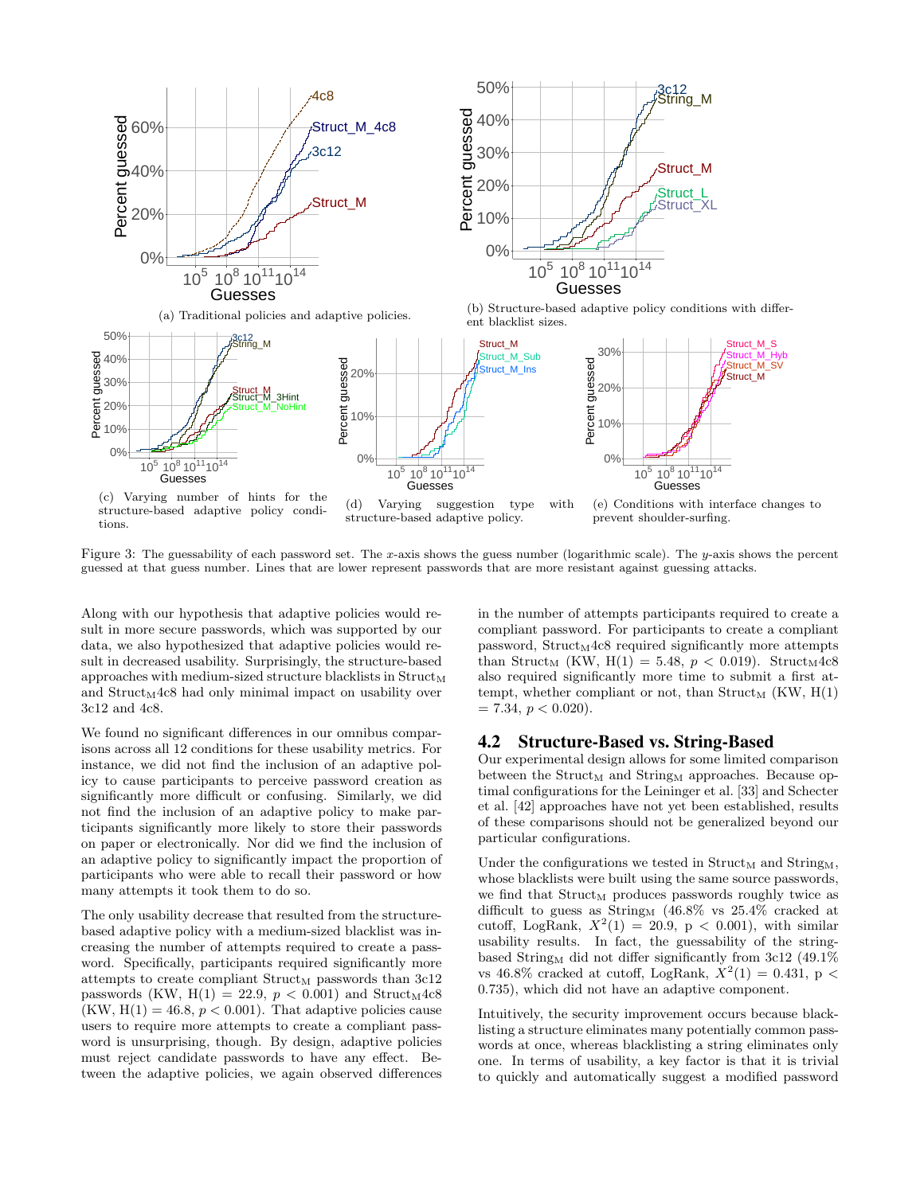(a) Traditional policies and adaptive policies.

(b) Structure-based adaptive policy conditions with different blacklist sizes.

(c) Varying number of hints for the structure-based adaptive policy conditions.

(d) Varying suggestion type with structure-based adaptive policy.

(e) Conditions with interface changes to prevent shoulder-surfing.

Figure 3: The guessability of each password set. The $x$-axis shows the guess number (logarithmic scale). The $y$-axis shows the percent guessed at that guess number. Lines that are lower represent passwords that are more resistant against guessing attacks.

Along with our hypothesis that adaptive policies would result in more secure passwords, which was supported by our data, we also hypothesized that adaptive policies would result in decreased usability. Surprisingly, the structure-based approaches with medium-sized structure blacklists in $\text{Struct}_\text{M}$ and $\text{Struct}_\text{M}$4c8 had only minimal impact on usability over 3c12 and 4c8.

We found no significant differences in our omnibus comparisons across all 12 conditions for these usability metrics. For instance, we did not find the inclusion of an adaptive policy to cause participants to perceive password creation as significantly more difficult or confusing. Similarly, we did not find the inclusion of an adaptive policy to make participants significantly more likely to store their passwords on paper or electronically. Nor did we find the inclusion of an adaptive policy to significantly impact the proportion of participants who were able to recall their password or how many attempts it took them to do so.

The only usability decrease that resulted from the structure-based adaptive policy with a medium-sized blacklist was increasing the number of attempts required to create a password. Specifically, participants required significantly more attempts to create compliant $\text{Struct}_\text{M}$ passwords than 3c12 passwords (KW, H(1) = 22.9, $p < 0.001$) and $\text{Struct}_\text{M}$4c8 (KW, H(1) = 46.8, $p < 0.001$). That adaptive policies cause users to require more attempts to create a compliant password is unsurprising, though. By design, adaptive policies must reject candidate passwords to have any effect. Between the adaptive policies, we again observed differences in the number of attempts participants required to create a compliant password. For participants to create a compliant password, $\text{Struct}_\text{M}$4c8 required significantly more attempts than $\text{Struct}_\text{M}$ (KW, H(1) = 5.48, $p < 0.019$). $\text{Struct}_\text{M}$4c8 also required significantly more time to submit a first attempt, whether compliant or not, than $\text{Struct}_\text{M}$ (KW, H(1) = 7.34, $p < 0.020$).

## 4.2 Structure-Based vs. String-Based

Our experimental design allows for some limited comparison between the $\text{Struct}_\text{M}$ and $\text{String}_\text{M}$ approaches. Because optimal configurations for the Leininger et al. [33] and Schecter et al. [42] approaches have not yet been established, results of these comparisons should not be generalized beyond our particular configurations.

Under the configurations we tested in $\text{Struct}_\text{M}$ and $\text{String}_\text{M}$, whose blacklists were built using the same source passwords, we find that $\text{Struct}_\text{M}$ produces passwords roughly twice as difficult to guess as $\text{String}_\text{M}$ (46.8% vs 25.4% cracked at cutoff, LogRank, $X^2(1) = 20.9$, p < 0.001), with similar usability results. In fact, the guessability of the string-based $\text{String}_\text{M}$ did not differ significantly from 3c12 (49.1% vs 46.8% cracked at cutoff, LogRank, $X^2(1) = 0.431$, p < 0.735), which did not have an adaptive component.

Intuitively, the security improvement occurs because blacklisting a structure eliminates many potentially common passwords at once, whereas blacklisting a string eliminates only one. In terms of usability, a key factor is that it is trivial to quickly and automatically suggest a modified password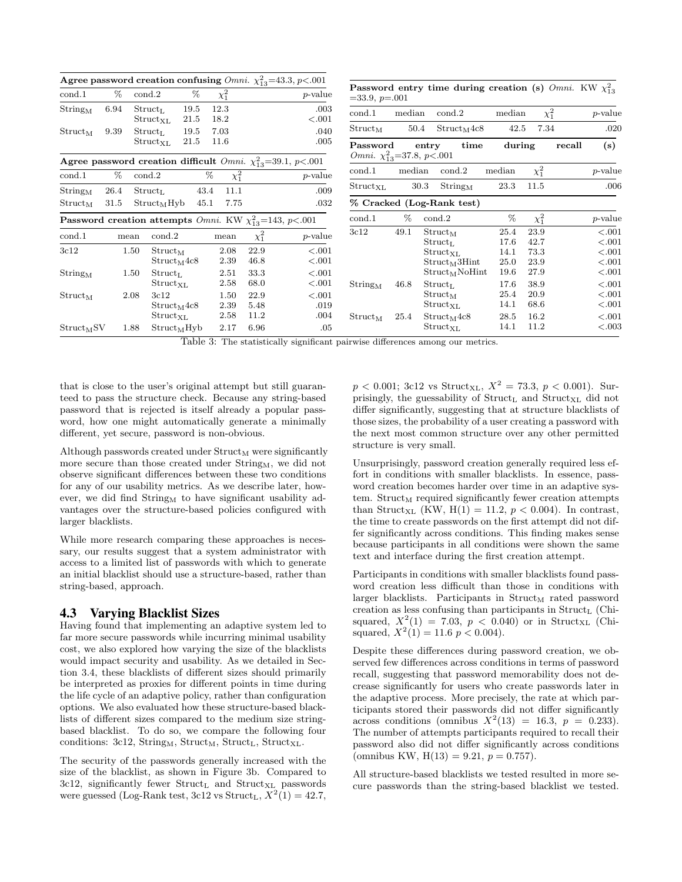**Agree password creation confusing** *Omni.* $\chi^2_{13}$=43.3, $p$<.001

| cond.1 | % | cond.2 | % | $\chi^2_1$ | $p$-value |
|---|---|---|---|---|---|
| $\text{String}_\text{M}$ | 6.94 | $\text{Struct}_\text{L}$ | 19.5 | 12.3 | .003 |
| | | $\text{Struct}_\text{XL}$ | 21.5 | 18.2 | <.001 |
| $\text{Struct}_\text{M}$ | 9.39 | $\text{Struct}_\text{L}$ | 19.5 | 7.03 | .040 |
| | | $\text{Struct}_\text{XL}$ | 21.5 | 11.6 | .005 |

**Agree password creation difficult** *Omni.* $\chi^2_{13}$=39.1, $p$<.001

| cond.1 | % | cond.2 | % | $\chi^2_1$ | $p$-value |
|---|---|---|---|---|---|
| $\text{String}_\text{M}$ | 26.4 | $\text{Struct}_\text{L}$ | 43.4 | 11.1 | .009 |
| $\text{Struct}_\text{M}$ | 31.5 | $\text{Struct}_\text{M}$Hyb | 45.1 | 7.75 | .032 |

**Password creation attempts** *Omni.* KW $\chi^2_{13}$=143, $p$<.001

| cond.1 | mean | cond.2 | mean | $\chi^2_1$ | $p$-value |
|---|---|---|---|---|---|
| 3c12 | 1.50 | $\text{Struct}_\text{M}$ | 2.08 | 22.9 | <.001 |
| | | $\text{Struct}_\text{M}$4c8 | 2.39 | 46.8 | <.001 |
| $\text{String}_\text{M}$ | 1.50 | $\text{Struct}_\text{L}$ | 2.51 | 33.3 | <.001 |
| | | $\text{Struct}_\text{XL}$ | 2.58 | 68.0 | <.001 |
| $\text{Struct}_\text{M}$ | 2.08 | 3c12 | 1.50 | 22.9 | <.001 |
| | | $\text{Struct}_\text{M}$4c8 | 2.39 | 5.48 | .019 |
| | | $\text{Struct}_\text{XL}$ | 2.58 | 11.2 | .004 |
| $\text{Struct}_\text{M}$SV | 1.88 | $\text{Struct}_\text{M}$Hyb | 2.17 | 6.96 | .05 |

**Password entry time during creation (s)** *Omni.* KW $\chi^2_{13}$ =33.9, $p$=.001

| cond.1 | median | cond.2 | median | $\chi^2_1$ | $p$-value |
|---|---|---|---|---|---|
| $\text{Struct}_\text{M}$ | 50.4 | $\text{Struct}_\text{M}$4c8 | 42.5 | 7.34 | .020 |

**Password entry time during recall (s)** *Omni.* $\chi^2_{13}$=37.8, $p$<.001

| cond.1 | median | cond.2 | median | $\chi^2_1$ | $p$-value |
|---|---|---|---|---|---|
| $\text{Struct}_\text{XL}$ | 30.3 | $\text{String}_\text{M}$ | 23.3 | 11.5 | .006 |

**% Cracked (Log-Rank test)**

| cond.1 | % | cond.2 | % | $\chi^2_1$ | $p$-value |
|---|---|---|---|---|---|
| 3c12 | 49.1 | $\text{Struct}_\text{M}$ | 25.4 | 23.9 | <.001 |
| | | $\text{Struct}_\text{L}$ | 17.6 | 42.7 | <.001 |
| | | $\text{Struct}_\text{XL}$ | 14.1 | 73.3 | <.001 |
| | | $\text{Struct}_\text{M}$3Hint | 25.0 | 23.9 | <.001 |
| | | $\text{Struct}_\text{M}$NoHint | 19.6 | 27.9 | <.001 |
| $\text{String}_\text{M}$ | 46.8 | $\text{Struct}_\text{L}$ | 17.6 | 38.9 | <.001 |
| | | $\text{Struct}_\text{M}$ | 25.4 | 20.9 | <.001 |
| | | $\text{Struct}_\text{XL}$ | 14.1 | 68.6 | <.001 |
| $\text{Struct}_\text{M}$ | 25.4 | $\text{Struct}_\text{M}$4c8 | 28.5 | 16.2 | <.001 |
| | | $\text{Struct}_\text{XL}$ | 14.1 | 11.2 | <.003 |

Table 3: The statistically significant pairwise differences among our metrics.

that is close to the user's original attempt but still guaranteed to pass the structure check. Because any string-based password that is rejected is itself already a popular password, how one might automatically generate a minimally different, yet secure, password is non-obvious.

Although passwords created under $\text{Struct}_\text{M}$ were significantly more secure than those created under $\text{String}_\text{M}$, we did not observe significant differences between these two conditions for any of our usability metrics. As we describe later, however, we did find $\text{String}_\text{M}$ to have significant usability advantages over the structure-based policies configured with larger blacklists.

While more research comparing these approaches is necessary, our results suggest that a system administrator with access to a limited list of passwords with which to generate an initial blacklist should use a structure-based, rather than string-based, approach.

## 4.3 Varying Blacklist Sizes

Having found that implementing an adaptive system led to far more secure passwords while incurring minimal usability cost, we also explored how varying the size of the blacklists would impact security and usability. As we detailed in Section 3.4, these blacklists of different sizes should primarily be interpreted as proxies for different points in time during the life cycle of an adaptive policy, rather than configuration options. We also evaluated how these structure-based blacklists of different sizes compared to the medium size string-based blacklist. To do so, we compare the following four conditions: 3c12, $\text{String}_\text{M}$, $\text{Struct}_\text{M}$, $\text{Struct}_\text{L}$, $\text{Struct}_\text{XL}$.

The security of the passwords generally increased with the size of the blacklist, as shown in Figure 3b. Compared to 3c12, significantly fewer $\text{Struct}_\text{L}$ and $\text{Struct}_\text{XL}$ passwords were guessed (Log-Rank test, 3c12 vs $\text{Struct}_\text{L}$, $X^2(1) = 42.7$, $p < 0.001$; 3c12 vs $\text{Struct}_\text{XL}$, $X^2 = 73.3$, $p < 0.001$). Surprisingly, the guessability of $\text{Struct}_\text{L}$ and $\text{Struct}_\text{XL}$ did not differ significantly, suggesting that at structure blacklists of those sizes, the probability of a user creating a password with the next most common structure over any other permitted structure is very small.

Unsurprisingly, password creation generally required less effort in conditions with smaller blacklists. In essence, password creation becomes harder over time in an adaptive system. $\text{Struct}_\text{M}$ required significantly fewer creation attempts than $\text{Struct}_\text{XL}$ (KW, $H(1) = 11.2$, $p < 0.004$). In contrast, the time to create passwords on the first attempt did not differ significantly across conditions. This finding makes sense because participants in all conditions were shown the same text and interface during the first creation attempt.

Participants in conditions with smaller blacklists found password creation less difficult than those in conditions with larger blacklists. Participants in $\text{Struct}_\text{M}$ rated password creation as less confusing than participants in $\text{Struct}_\text{L}$ (Chi-squared, $X^2(1) = 7.03$, $p < 0.040$) or in $\text{Struct}_\text{XL}$ (Chi-squared, $X^2(1) = 11.6$ $p < 0.004$).

Despite these differences during password creation, we observed few differences across conditions in terms of password recall, suggesting that password memorability does not decrease significantly for users who create passwords later in the adaptive process. More precisely, the rate at which participants stored their passwords did not differ significantly across conditions (omnibus $X^2(13) = 16.3$, $p = 0.233$). The number of attempts participants required to recall their password also did not differ significantly across conditions (omnibus KW, $H(13) = 9.21$, $p = 0.757$).

All structure-based blacklists we tested resulted in more secure passwords than the string-based blacklist we tested.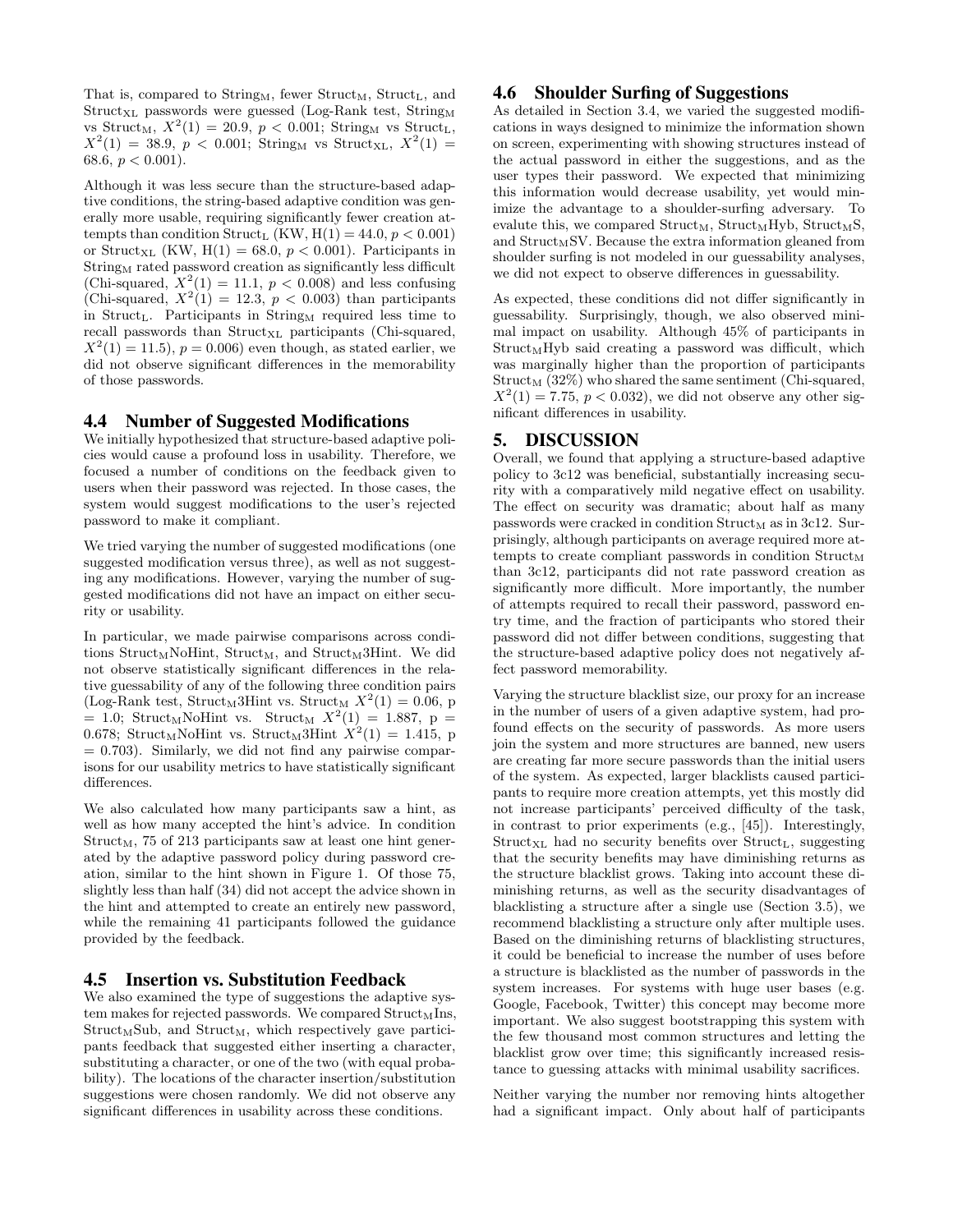That is, compared to $\text{String}_\text{M}$, fewer $\text{Struct}_\text{M}$, $\text{Struct}_\text{L}$, and $\text{Struct}_\text{XL}$ passwords were guessed (Log-Rank test, $\text{String}_\text{M}$ vs $\text{Struct}_\text{M}$, $X^2(1) = 20.9$, $p < 0.001$; $\text{String}_\text{M}$ vs $\text{Struct}_\text{L}$, $X^2(1) = 38.9$, $p < 0.001$; $\text{String}_\text{M}$ vs $\text{Struct}_\text{XL}$, $X^2(1) = 68.6$, $p < 0.001$).

Although it was less secure than the structure-based adaptive conditions, the string-based adaptive condition was generally more usable, requiring significantly fewer creation attempts than condition $\text{Struct}_\text{L}$ (KW, $\text{H}(1) = 44.0$, $p < 0.001$) or $\text{Struct}_\text{XL}$ (KW, $\text{H}(1) = 68.0$, $p < 0.001$). Participants in $\text{String}_\text{M}$ rated password creation as significantly less difficult (Chi-squared, $X^2(1) = 11.1$, $p < 0.008$) and less confusing (Chi-squared, $X^2(1) = 12.3$, $p < 0.003$) than participants in $\text{Struct}_\text{L}$. Participants in $\text{String}_\text{M}$ required less time to recall passwords than $\text{Struct}_\text{XL}$ participants (Chi-squared, $X^2(1) = 11.5$), $p = 0.006$) even though, as stated earlier, we did not observe significant differences in the memorability of those passwords.

## 4.4 Number of Suggested Modifications

We initially hypothesized that structure-based adaptive policies would cause a profound loss in usability. Therefore, we focused a number of conditions on the feedback given to users when their password was rejected. In those cases, the system would suggest modifications to the user's rejected password to make it compliant.

We tried varying the number of suggested modifications (one suggested modification versus three), as well as not suggesting any modifications. However, varying the number of suggested modifications did not have an impact on either security or usability.

In particular, we made pairwise comparisons across conditions $\text{Struct}_\text{M}\text{NoHint}$, $\text{Struct}_\text{M}$, and $\text{Struct}_\text{M}\text{3Hint}$. We did not observe statistically significant differences in the relative guessability of any of the following three condition pairs (Log-Rank test, $\text{Struct}_\text{M}\text{3Hint}$ vs. $\text{Struct}_\text{M}$ $X^2(1) = 0.06$, p = 1.0; $\text{Struct}_\text{M}\text{NoHint}$ vs. $\text{Struct}_\text{M}$ $X^2(1) = 1.887$, p = 0.678; $\text{Struct}_\text{M}\text{NoHint}$ vs. $\text{Struct}_\text{M}\text{3Hint}$ $X^2(1) = 1.415$, p = 0.703). Similarly, we did not find any pairwise comparisons for our usability metrics to have statistically significant differences.

We also calculated how many participants saw a hint, as well as how many accepted the hint's advice. In condition $\text{Struct}_\text{M}$, 75 of 213 participants saw at least one hint generated by the adaptive password policy during password creation, similar to the hint shown in Figure 1. Of those 75, slightly less than half (34) did not accept the advice shown in the hint and attempted to create an entirely new password, while the remaining 41 participants followed the guidance provided by the feedback.

## 4.5 Insertion vs. Substitution Feedback

We also examined the type of suggestions the adaptive system makes for rejected passwords. We compared $\text{Struct}_\text{M}\text{Ins}$, $\text{Struct}_\text{M}\text{Sub}$, and $\text{Struct}_\text{M}$, which respectively gave participants feedback that suggested either inserting a character, substituting a character, or one of the two (with equal probability). The locations of the character insertion/substitution suggestions were chosen randomly. We did not observe any significant differences in usability across these conditions.

## 4.6 Shoulder Surfing of Suggestions

As detailed in Section 3.4, we varied the suggested modifications in ways designed to minimize the information shown on screen, experimenting with showing structures instead of the actual password in either the suggestions, and as the user types their password. We expected that minimizing this information would decrease usability, yet would minimize the advantage to a shoulder-surfing adversary. To evalute this, we compared $\text{Struct}_\text{M}$, $\text{Struct}_\text{M}\text{Hyb}$, $\text{Struct}_\text{M}\text{S}$, and $\text{Struct}_\text{M}\text{SV}$. Because the extra information gleaned from shoulder surfing is not modeled in our guessability analyses, we did not expect to observe differences in guessability.

As expected, these conditions did not differ significantly in guessability. Surprisingly, though, we also observed minimal impact on usability. Although 45% of participants in $\text{Struct}_\text{M}\text{Hyb}$ said creating a password was difficult, which was marginally higher than the proportion of participants $\text{Struct}_\text{M}$ (32%) who shared the same sentiment (Chi-squared, $X^2(1) = 7.75$, $p < 0.032$), we did not observe any other significant differences in usability.

# 5. DISCUSSION

Overall, we found that applying a structure-based adaptive policy to 3c12 was beneficial, substantially increasing security with a comparatively mild negative effect on usability. The effect on security was dramatic; about half as many passwords were cracked in condition $\text{Struct}_\text{M}$ as in 3c12. Surprisingly, although participants on average required more attempts to create compliant passwords in condition $\text{Struct}_\text{M}$ than 3c12, participants did not rate password creation as significantly more difficult. More importantly, the number of attempts required to recall their password, password entry time, and the fraction of participants who stored their password did not differ between conditions, suggesting that the structure-based adaptive policy does not negatively affect password memorability.

Varying the structure blacklist size, our proxy for an increase in the number of users of a given adaptive system, had profound effects on the security of passwords. As more users join the system and more structures are banned, new users are creating far more secure passwords than the initial users of the system. As expected, larger blacklists caused participants to require more creation attempts, yet this mostly did not increase participants' perceived difficulty of the task, in contrast to prior experiments (e.g., [45]). Interestingly, $\text{Struct}_\text{XL}$ had no security benefits over $\text{Struct}_\text{L}$, suggesting that the security benefits may have diminishing returns as the structure blacklist grows. Taking into account these diminishing returns, as well as the security disadvantages of blacklisting a structure after a single use (Section 3.5), we recommend blacklisting a structure only after multiple uses. Based on the diminishing returns of blacklisting structures, it could be beneficial to increase the number of uses before a structure is blacklisted as the number of passwords in the system increases. For systems with huge user bases (e.g. Google, Facebook, Twitter) this concept may become more important. We also suggest bootstrapping this system with the few thousand most common structures and letting the blacklist grow over time; this significantly increased resistance to guessing attacks with minimal usability sacrifices.

Neither varying the number nor removing hints altogether had a significant impact. Only about half of participants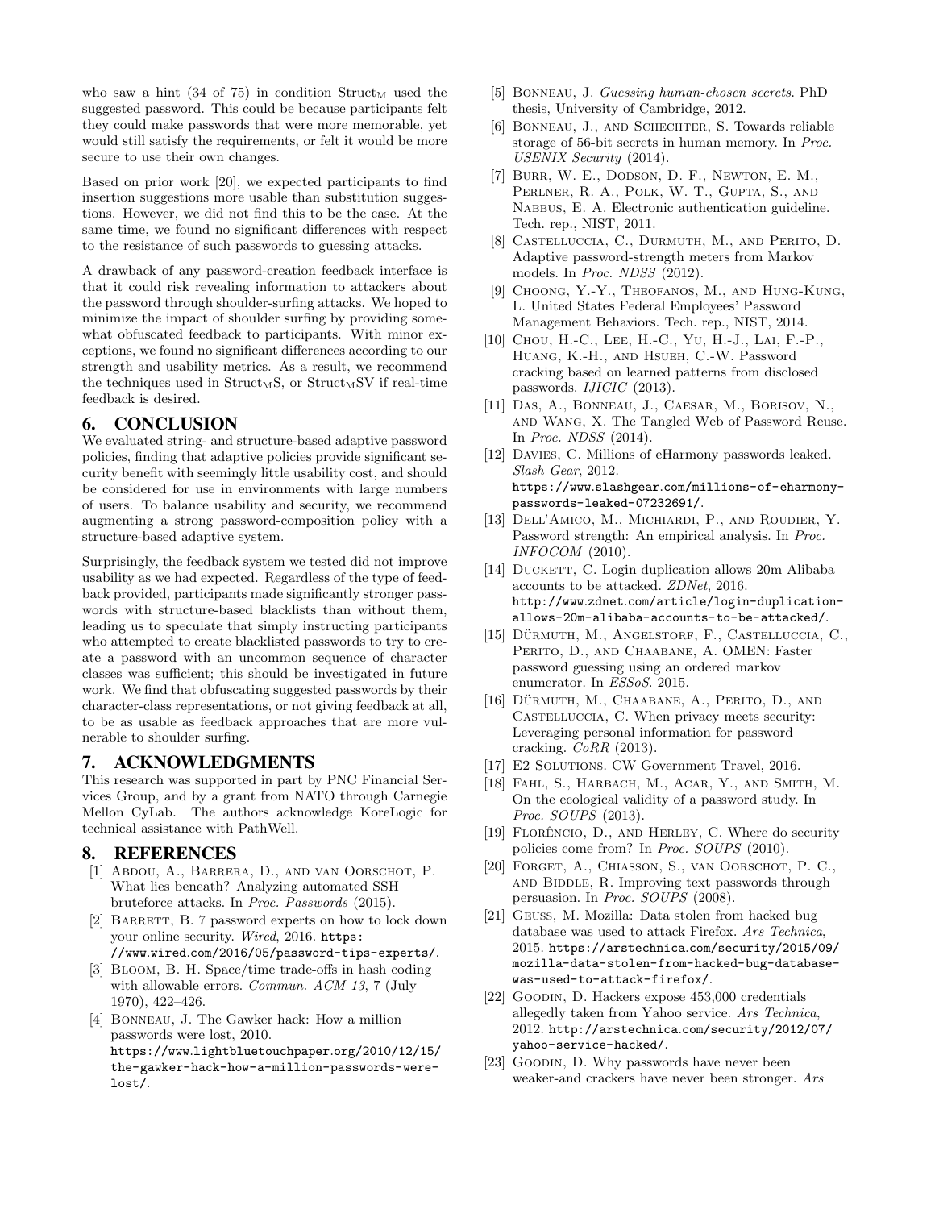who saw a hint (34 of 75) in condition $\text{Struct}_\text{M}$ used the suggested password. This could be because participants felt they could make passwords that were more memorable, yet would still satisfy the requirements, or felt it would be more secure to use their own changes.

Based on prior work [20], we expected participants to find insertion suggestions more usable than substitution suggestions. However, we did not find this to be the case. At the same time, we found no significant differences with respect to the resistance of such passwords to guessing attacks.

A drawback of any password-creation feedback interface is that it could risk revealing information to attackers about the password through shoulder-surfing attacks. We hoped to minimize the impact of shoulder surfing by providing somewhat obfuscated feedback to participants. With minor exceptions, we found no significant differences according to our strength and usability metrics. As a result, we recommend the techniques used in $\text{Struct}_\text{M}$S, or $\text{Struct}_\text{M}$SV if real-time feedback is desired.

## 6. CONCLUSION

We evaluated string- and structure-based adaptive password policies, finding that adaptive policies provide significant security benefit with seemingly little usability cost, and should be considered for use in environments with large numbers of users. To balance usability and security, we recommend augmenting a strong password-composition policy with a structure-based adaptive system.

Surprisingly, the feedback system we tested did not improve usability as we had expected. Regardless of the type of feedback provided, participants made significantly stronger passwords with structure-based blacklists than without them, leading us to speculate that simply instructing participants who attempted to create blacklisted passwords to try to create a password with an uncommon sequence of character classes was sufficient; this should be investigated in future work. We find that obfuscating suggested passwords by their character-class representations, or not giving feedback at all, to be as usable as feedback approaches that are more vulnerable to shoulder surfing.

## 7. ACKNOWLEDGMENTS

This research was supported in part by PNC Financial Services Group, and by a grant from NATO through Carnegie Mellon CyLab. The authors acknowledge KoreLogic for technical assistance with PathWell.

## 8. REFERENCES

[1] Abdou, A., Barrera, D., and van Oorschot, P. What lies beneath? Analyzing automated SSH bruteforce attacks. In *Proc. Passwords* (2015).

[2] Barrett, B. 7 password experts on how to lock down your online security. *Wired*, 2016. https://www.wired.com/2016/05/password-tips-experts/.

[3] Bloom, B. H. Space/time trade-offs in hash coding with allowable errors. *Commun. ACM 13*, 7 (July 1970), 422–426.

[4] Bonneau, J. The Gawker hack: How a million passwords were lost, 2010. https://www.lightbluetouchpaper.org/2010/12/15/the-gawker-hack-how-a-million-passwords-were-lost/.

[5] Bonneau, J. *Guessing human-chosen secrets*. PhD thesis, University of Cambridge, 2012.

[6] Bonneau, J., and Schechter, S. Towards reliable storage of 56-bit secrets in human memory. In *Proc. USENIX Security* (2014).

[7] Burr, W. E., Dodson, D. F., Newton, E. M., Perlner, R. A., Polk, W. T., Gupta, S., and Nabbus, E. A. Electronic authentication guideline. Tech. rep., NIST, 2011.

[8] Castelluccia, C., Durmuth, M., and Perito, D. Adaptive password-strength meters from Markov models. In *Proc. NDSS* (2012).

[9] Choong, Y.-Y., Theofanos, M., and Hung-Kung, L. United States Federal Employees' Password Management Behaviors. Tech. rep., NIST, 2014.

[10] Chou, H.-C., Lee, H.-C., Yu, H.-J., Lai, F.-P., Huang, K.-H., and Hsueh, C.-W. Password cracking based on learned patterns from disclosed passwords. *IJICIC* (2013).

[11] Das, A., Bonneau, J., Caesar, M., Borisov, N., and Wang, X. The Tangled Web of Password Reuse. In *Proc. NDSS* (2014).

[12] Davies, C. Millions of eHarmony passwords leaked. *Slash Gear*, 2012. https://www.slashgear.com/millions-of-eharmony-passwords-leaked-07232691/.

[13] Dell'Amico, M., Michiardi, P., and Roudier, Y. Password strength: An empirical analysis. In *Proc. INFOCOM* (2010).

[14] Duckett, C. Login duplication allows 20m Alibaba accounts to be attacked. *ZDNet*, 2016. http://www.zdnet.com/article/login-duplication-allows-20m-alibaba-accounts-to-be-attacked/.

[15] Dürmuth, M., Angelstorf, F., Castelluccia, C., Perito, D., and Chaabane, A. OMEN: Faster password guessing using an ordered markov enumerator. In *ESSoS*. 2015.

[16] Dürmuth, M., Chaabane, A., Perito, D., and Castelluccia, C. When privacy meets security: Leveraging personal information for password cracking. *CoRR* (2013).

[17] E2 Solutions. CW Government Travel, 2016.

[18] Fahl, S., Harbach, M., Acar, Y., and Smith, M. On the ecological validity of a password study. In *Proc. SOUPS* (2013).

[19] Florêncio, D., and Herley, C. Where do security policies come from? In *Proc. SOUPS* (2010).

[20] Forget, A., Chiasson, S., van Oorschot, P. C., and Biddle, R. Improving text passwords through persuasion. In *Proc. SOUPS* (2008).

[21] Geuss, M. Mozilla: Data stolen from hacked bug database was used to attack Firefox. *Ars Technica*, 2015. https://arstechnica.com/security/2015/09/mozilla-data-stolen-from-hacked-bug-database-was-used-to-attack-firefox/.

[22] Goodin, D. Hackers expose 453,000 credentials allegedly taken from Yahoo service. *Ars Technica*, 2012. http://arstechnica.com/security/2012/07/yahoo-service-hacked/.

[23] Goodin, D. Why passwords have never been weaker-and crackers have never been stronger. *Ars*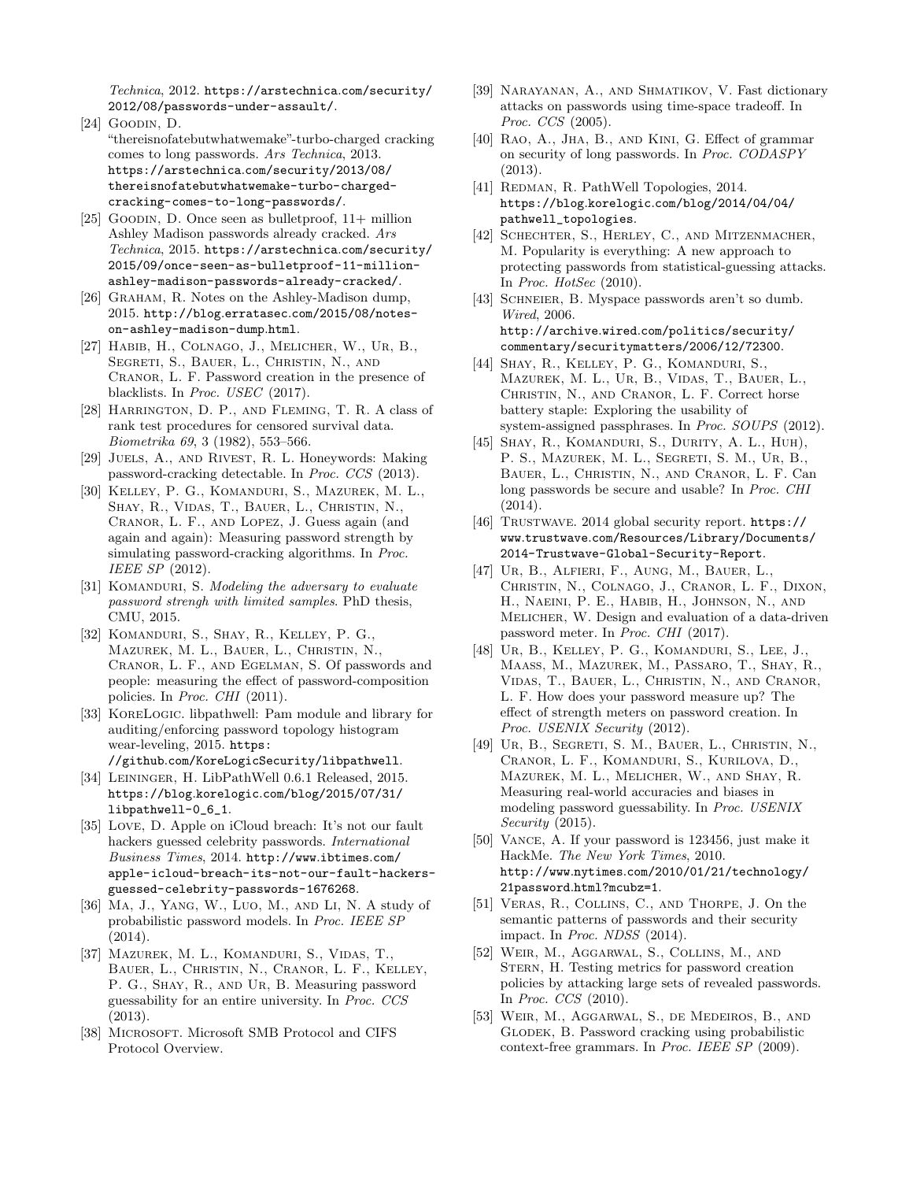*Technica*, 2012. https://arstechnica.com/security/2012/08/passwords-under-assault/.

[24] Goodin, D. "thereisnofatebutwhatwemake"-turbo-charged cracking comes to long passwords. *Ars Technica*, 2013. https://arstechnica.com/security/2013/08/thereisnofatebutwhatwemake-turbo-charged-cracking-comes-to-long-passwords/.

[25] Goodin, D. Once seen as bulletproof, 11+ million Ashley Madison passwords already cracked. *Ars Technica*, 2015. https://arstechnica.com/security/2015/09/once-seen-as-bulletproof-11-million-ashley-madison-passwords-already-cracked/.

[26] Graham, R. Notes on the Ashley-Madison dump, 2015. http://blog.erratasec.com/2015/08/notes-on-ashley-madison-dump.html.

[27] Habib, H., Colnago, J., Melicher, W., Ur, B., Segreti, S., Bauer, L., Christin, N., and Cranor, L. F. Password creation in the presence of blacklists. In *Proc. USEC* (2017).

[28] Harrington, D. P., and Fleming, T. R. A class of rank test procedures for censored survival data. *Biometrika 69*, 3 (1982), 553–566.

[29] Juels, A., and Rivest, R. L. Honeywords: Making password-cracking detectable. In *Proc. CCS* (2013).

[30] Kelley, P. G., Komanduri, S., Mazurek, M. L., Shay, R., Vidas, T., Bauer, L., Christin, N., Cranor, L. F., and Lopez, J. Guess again (and again and again): Measuring password strength by simulating password-cracking algorithms. In *Proc. IEEE SP* (2012).

[31] Komanduri, S. *Modeling the adversary to evaluate password strengh with limited samples*. PhD thesis, CMU, 2015.

[32] Komanduri, S., Shay, R., Kelley, P. G., Mazurek, M. L., Bauer, L., Christin, N., Cranor, L. F., and Egelman, S. Of passwords and people: measuring the effect of password-composition policies. In *Proc. CHI* (2011).

[33] KoreLogic. libpathwell: Pam module and library for auditing/enforcing password topology histogram wear-leveling, 2015. https://github.com/KoreLogicSecurity/libpathwell.

[34] Leininger, H. LibPathWell 0.6.1 Released, 2015. https://blog.korelogic.com/blog/2015/07/31/libpathwell-0_6_1.

[35] Love, D. Apple on iCloud breach: It's not our fault hackers guessed celebrity passwords. *International Business Times*, 2014. http://www.ibtimes.com/apple-icloud-breach-its-not-our-fault-hackers-guessed-celebrity-passwords-1676268.

[36] Ma, J., Yang, W., Luo, M., and Li, N. A study of probabilistic password models. In *Proc. IEEE SP* (2014).

[37] Mazurek, M. L., Komanduri, S., Vidas, T., Bauer, L., Christin, N., Cranor, L. F., Kelley, P. G., Shay, R., and Ur, B. Measuring password guessability for an entire university. In *Proc. CCS* (2013).

[38] Microsoft. Microsoft SMB Protocol and CIFS Protocol Overview.

[39] Narayanan, A., and Shmatikov, V. Fast dictionary attacks on passwords using time-space tradeoff. In *Proc. CCS* (2005).

[40] Rao, A., Jha, B., and Kini, G. Effect of grammar on security of long passwords. In *Proc. CODASPY* (2013).

[41] Redman, R. PathWell Topologies, 2014. https://blog.korelogic.com/blog/2014/04/04/pathwell_topologies.

[42] Schechter, S., Herley, C., and Mitzenmacher, M. Popularity is everything: A new approach to protecting passwords from statistical-guessing attacks. In *Proc. HotSec* (2010).

[43] Schneier, B. Myspace passwords aren't so dumb. *Wired*, 2006. http://archive.wired.com/politics/security/commentary/securitymatters/2006/12/72300.

[44] Shay, R., Kelley, P. G., Komanduri, S., Mazurek, M. L., Ur, B., Vidas, T., Bauer, L., Christin, N., and Cranor, L. F. Correct horse battery staple: Exploring the usability of system-assigned passphrases. In *Proc. SOUPS* (2012).

[45] Shay, R., Komanduri, S., Durity, A. L., Huh), P. S., Mazurek, M. L., Segreti, S. M., Ur, B., Bauer, L., Christin, N., and Cranor, L. F. Can long passwords be secure and usable? In *Proc. CHI* (2014).

[46] Trustwave. 2014 global security report. https://www.trustwave.com/Resources/Library/Documents/2014-Trustwave-Global-Security-Report.

[47] Ur, B., Alfieri, F., Aung, M., Bauer, L., Christin, N., Colnago, J., Cranor, L. F., Dixon, H., Naeini, P. E., Habib, H., Johnson, N., and Melicher, W. Design and evaluation of a data-driven password meter. In *Proc. CHI* (2017).

[48] Ur, B., Kelley, P. G., Komanduri, S., Lee, J., Maass, M., Mazurek, M., Passaro, T., Shay, R., Vidas, T., Bauer, L., Christin, N., and Cranor, L. F. How does your password measure up? The effect of strength meters on password creation. In *Proc. USENIX Security* (2012).

[49] Ur, B., Segreti, S. M., Bauer, L., Christin, N., Cranor, L. F., Komanduri, S., Kurilova, D., Mazurek, M. L., Melicher, W., and Shay, R. Measuring real-world accuracies and biases in modeling password guessability. In *Proc. USENIX Security* (2015).

[50] Vance, A. If your password is 123456, just make it HackMe. *The New York Times*, 2010. http://www.nytimes.com/2010/01/21/technology/21password.html?mcubz=1.

[51] Veras, R., Collins, C., and Thorpe, J. On the semantic patterns of passwords and their security impact. In *Proc. NDSS* (2014).

[52] Weir, M., Aggarwal, S., Collins, M., and Stern, H. Testing metrics for password creation policies by attacking large sets of revealed passwords. In *Proc. CCS* (2010).

[53] Weir, M., Aggarwal, S., de Medeiros, B., and Glodek, B. Password cracking using probabilistic context-free grammars. In *Proc. IEEE SP* (2009).